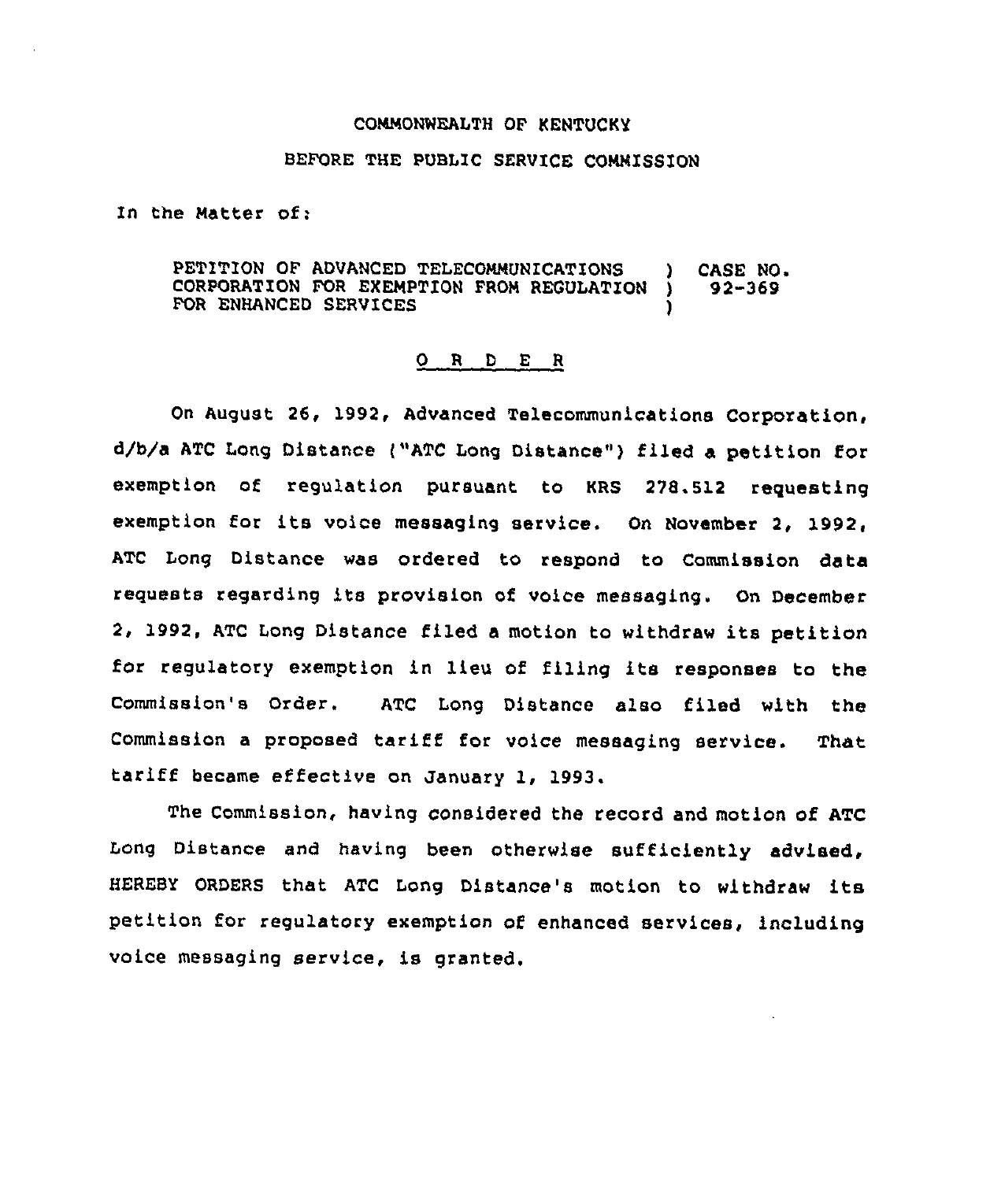COMMONWEALTH OF KENTUCKY

BEFORE THE PUBLIC SERVICE COMMISSION

In the Matter of:

PETITION OF ADVANCED TELECOMMUNICATIONS CORPORATION FOR EXEMPTION FROM REGULATION FOR ENHANCED SERVICES ) CASE NO. 92-369

# O R D E R

On August 26, 1992, Advanced Telecommunications Corporation, d/b/a ATC Long Distance ("ATC Long Distance") filed a petition for exemption of regulation pursuant to KRS 278.512 requesting exemption for its voice messaging service. On November 2, 1992, ATC Long Distance was ordered to respond to Commission data requests regarding its provision of voice messaging. On December 2, 1992, ATC Long Distance filed a motion to withdraw its petition for regulatory exemption in lieu of filing its responses to the Commission's Order. ATC Long Distance also filed with the Commission a proposed tariff for voice messaging service. That tariff became effective on January 1, 1993.

The Commission, having considered the record and motion of ATC Long Distance and having been otherwise sufficiently advised, HEREBY ORDERS that ATC Long Distance's motion to withdraw its petition for regulatory exemption of enhanced services, including voice messaging service, is granted.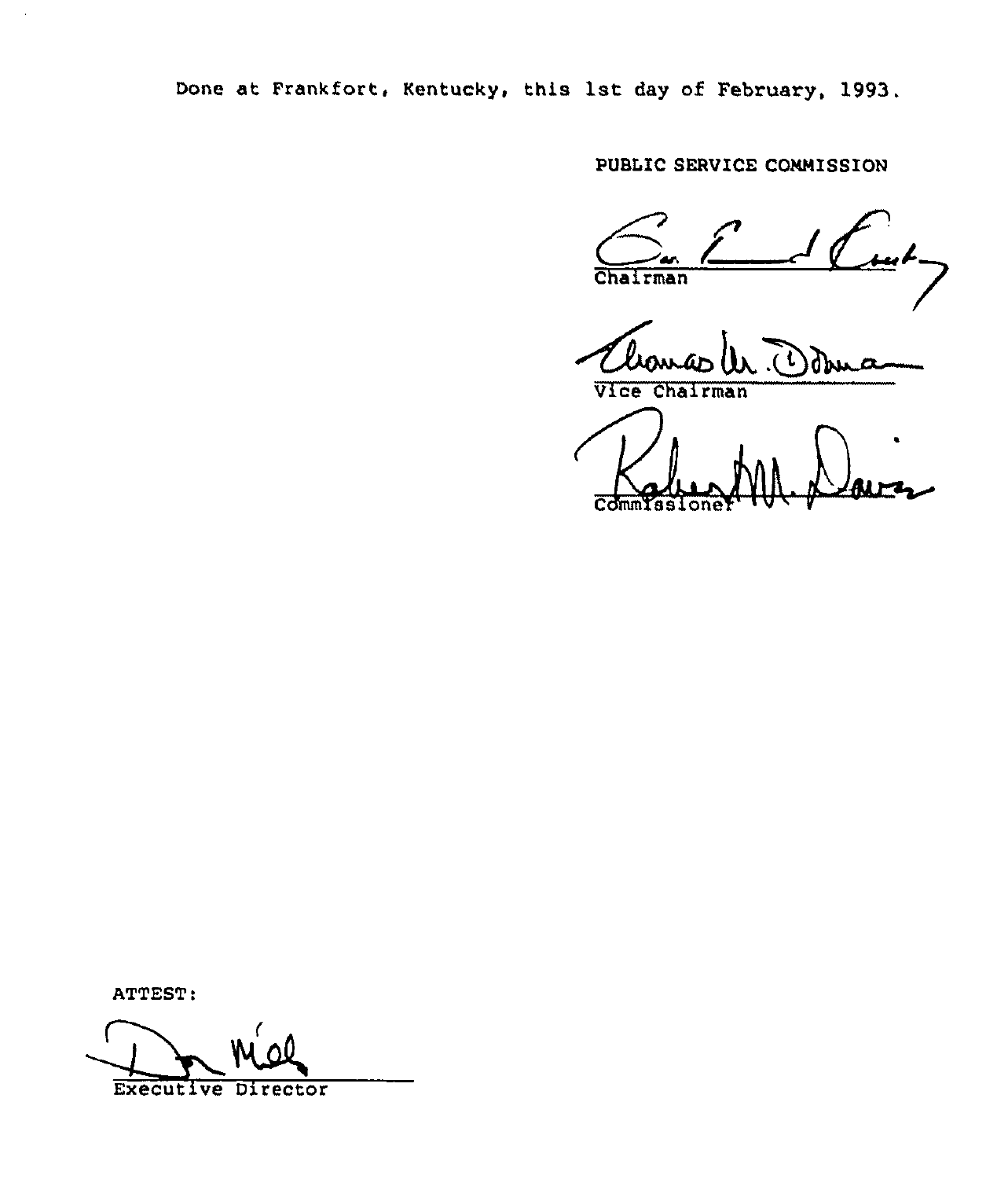Done at Frankfort, Kentucky, this 1st day of February, 1993.

PUBLIC SERVICE COMMISSION

Chairman

Vice Chairman

Commissioner

ATTEST:

Executive Director